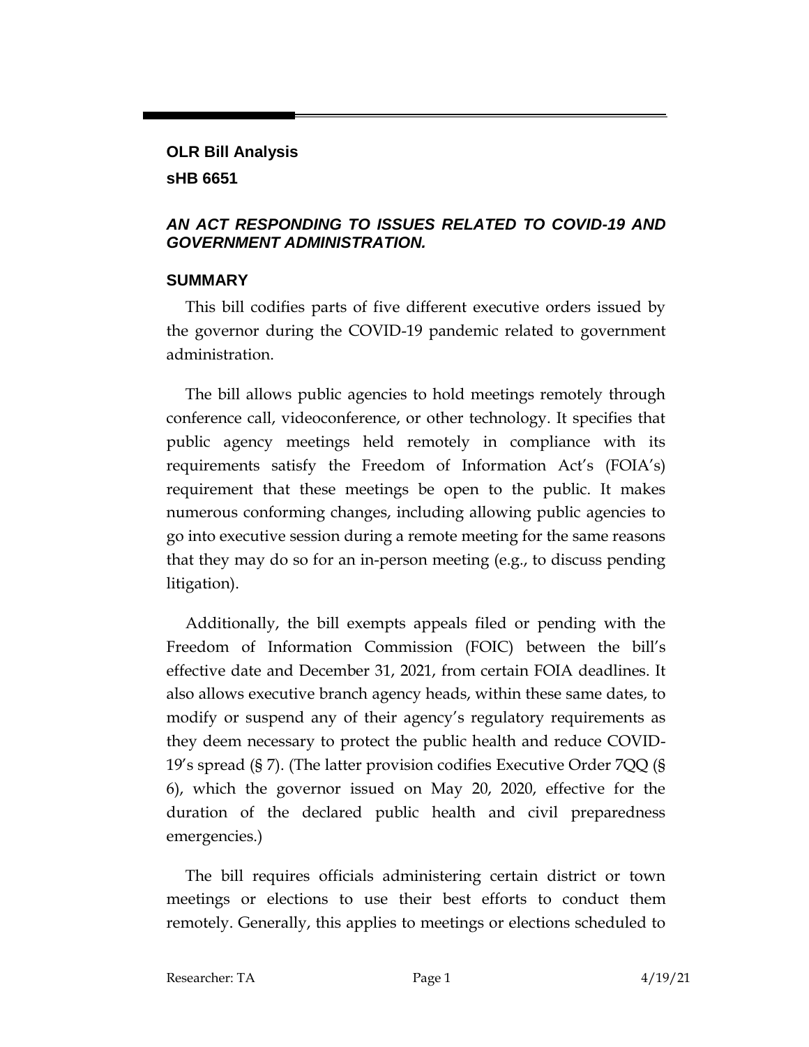**OLR Bill Analysis**

**sHB 6651**

***AN ACT RESPONDING TO ISSUES RELATED TO COVID-19 AND GOVERNMENT ADMINISTRATION.***

## SUMMARY

This bill codifies parts of five different executive orders issued by the governor during the COVID-19 pandemic related to government administration.

The bill allows public agencies to hold meetings remotely through conference call, videoconference, or other technology. It specifies that public agency meetings held remotely in compliance with its requirements satisfy the Freedom of Information Act's (FOIA's) requirement that these meetings be open to the public. It makes numerous conforming changes, including allowing public agencies to go into executive session during a remote meeting for the same reasons that they may do so for an in-person meeting (e.g., to discuss pending litigation).

Additionally, the bill exempts appeals filed or pending with the Freedom of Information Commission (FOIC) between the bill's effective date and December 31, 2021, from certain FOIA deadlines. It also allows executive branch agency heads, within these same dates, to modify or suspend any of their agency's regulatory requirements as they deem necessary to protect the public health and reduce COVID-19's spread (§ 7). (The latter provision codifies Executive Order 7QQ (§ 6), which the governor issued on May 20, 2020, effective for the duration of the declared public health and civil preparedness emergencies.)

The bill requires officials administering certain district or town meetings or elections to use their best efforts to conduct them remotely. Generally, this applies to meetings or elections scheduled to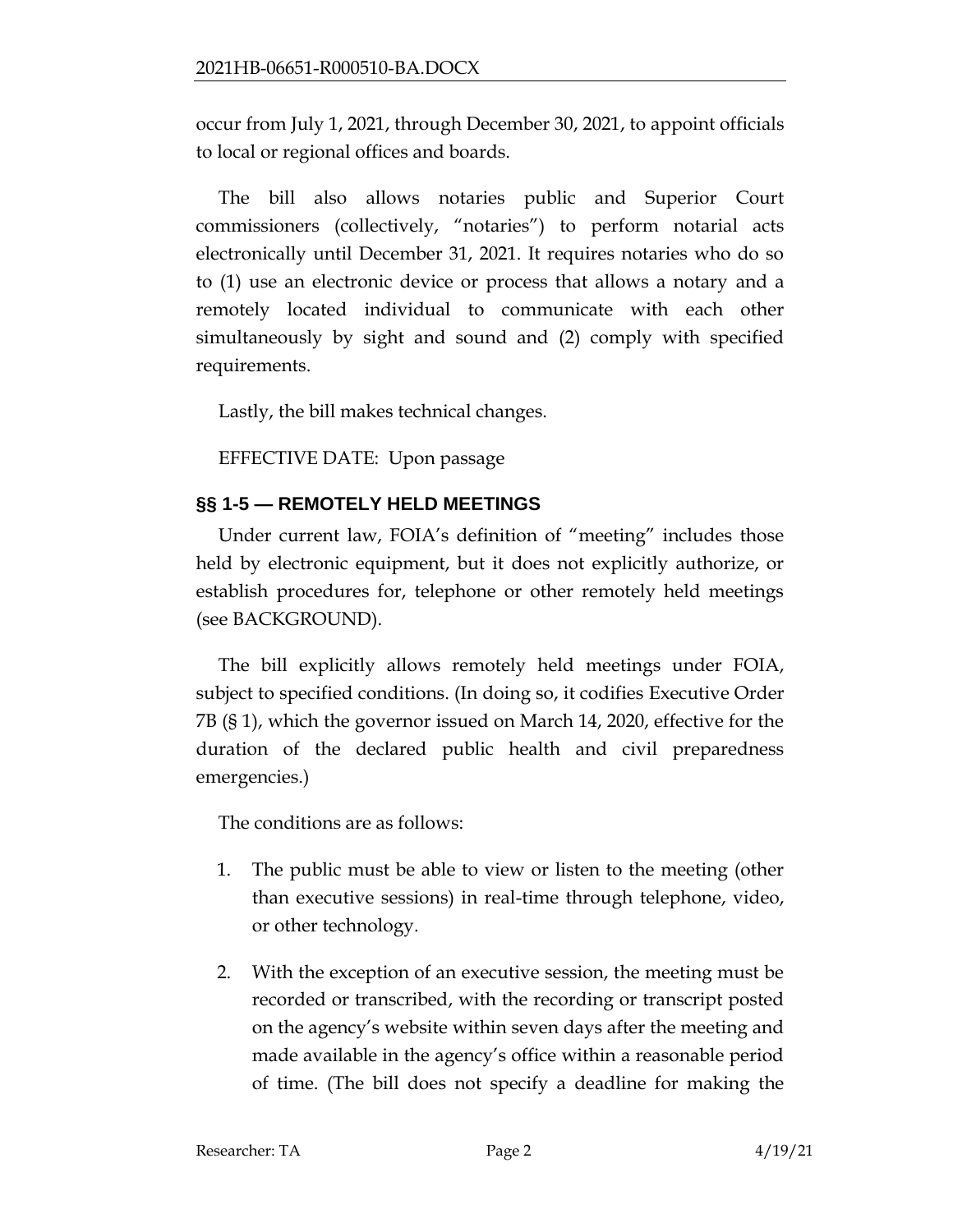occur from July 1, 2021, through December 30, 2021, to appoint officials to local or regional offices and boards.

The bill also allows notaries public and Superior Court commissioners (collectively, "notaries") to perform notarial acts electronically until December 31, 2021. It requires notaries who do so to (1) use an electronic device or process that allows a notary and a remotely located individual to communicate with each other simultaneously by sight and sound and (2) comply with specified requirements.

Lastly, the bill makes technical changes.

EFFECTIVE DATE: Upon passage

## §§ 1-5 — REMOTELY HELD MEETINGS

Under current law, FOIA's definition of "meeting" includes those held by electronic equipment, but it does not explicitly authorize, or establish procedures for, telephone or other remotely held meetings (see BACKGROUND).

The bill explicitly allows remotely held meetings under FOIA, subject to specified conditions. (In doing so, it codifies Executive Order 7B (§ 1), which the governor issued on March 14, 2020, effective for the duration of the declared public health and civil preparedness emergencies.)

The conditions are as follows:

1. The public must be able to view or listen to the meeting (other than executive sessions) in real-time through telephone, video, or other technology.
2. With the exception of an executive session, the meeting must be recorded or transcribed, with the recording or transcript posted on the agency's website within seven days after the meeting and made available in the agency's office within a reasonable period of time. (The bill does not specify a deadline for making the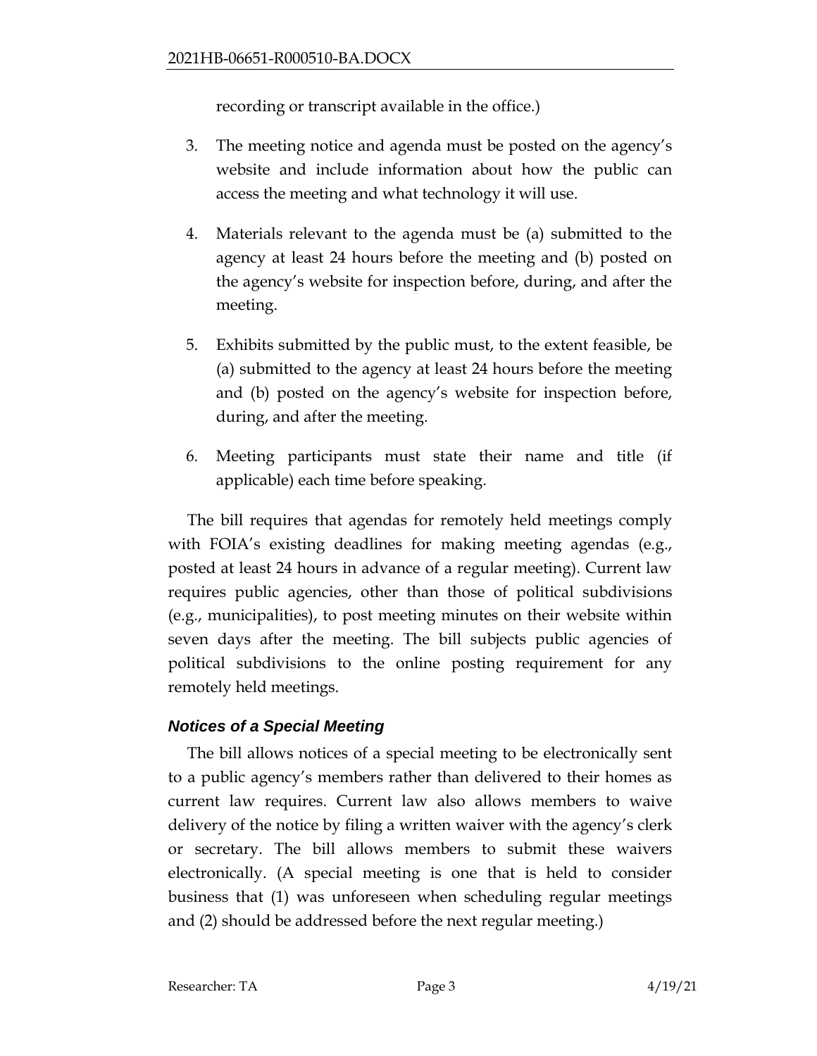recording or transcript available in the office.)

3. The meeting notice and agenda must be posted on the agency's website and include information about how the public can access the meeting and what technology it will use.

4. Materials relevant to the agenda must be (a) submitted to the agency at least 24 hours before the meeting and (b) posted on the agency's website for inspection before, during, and after the meeting.

5. Exhibits submitted by the public must, to the extent feasible, be (a) submitted to the agency at least 24 hours before the meeting and (b) posted on the agency's website for inspection before, during, and after the meeting.

6. Meeting participants must state their name and title (if applicable) each time before speaking.

The bill requires that agendas for remotely held meetings comply with FOIA's existing deadlines for making meeting agendas (e.g., posted at least 24 hours in advance of a regular meeting). Current law requires public agencies, other than those of political subdivisions (e.g., municipalities), to post meeting minutes on their website within seven days after the meeting. The bill subjects public agencies of political subdivisions to the online posting requirement for any remotely held meetings.

### *Notices of a Special Meeting*

The bill allows notices of a special meeting to be electronically sent to a public agency's members rather than delivered to their homes as current law requires. Current law also allows members to waive delivery of the notice by filing a written waiver with the agency's clerk or secretary. The bill allows members to submit these waivers electronically. (A special meeting is one that is held to consider business that (1) was unforeseen when scheduling regular meetings and (2) should be addressed before the next regular meeting.)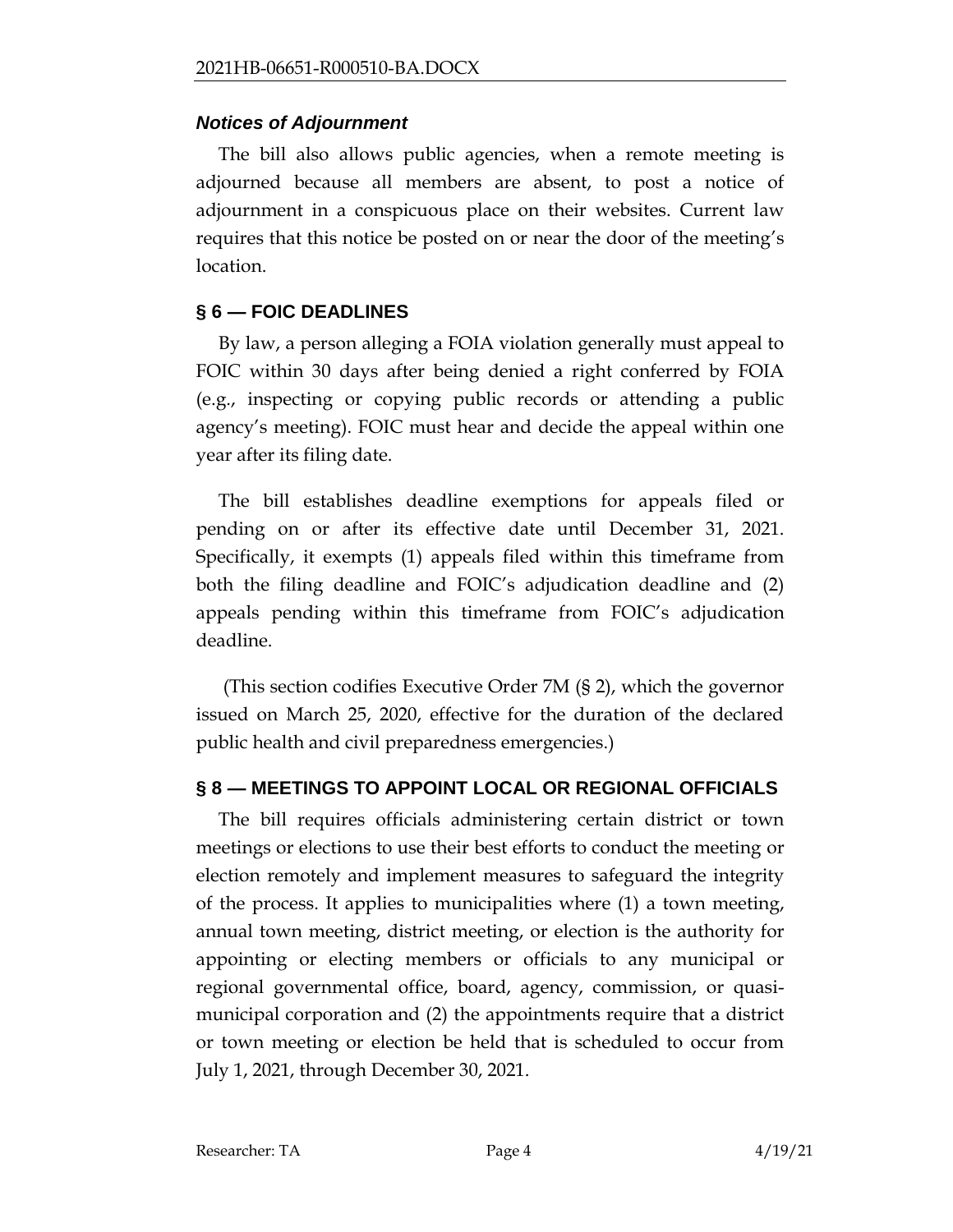### *Notices of Adjournment*

The bill also allows public agencies, when a remote meeting is adjourned because all members are absent, to post a notice of adjournment in a conspicuous place on their websites. Current law requires that this notice be posted on or near the door of the meeting's location.

## § 6 — FOIC DEADLINES

By law, a person alleging a FOIA violation generally must appeal to FOIC within 30 days after being denied a right conferred by FOIA (e.g., inspecting or copying public records or attending a public agency's meeting). FOIC must hear and decide the appeal within one year after its filing date.

The bill establishes deadline exemptions for appeals filed or pending on or after its effective date until December 31, 2021. Specifically, it exempts (1) appeals filed within this timeframe from both the filing deadline and FOIC's adjudication deadline and (2) appeals pending within this timeframe from FOIC's adjudication deadline.

(This section codifies Executive Order 7M (§ 2), which the governor issued on March 25, 2020, effective for the duration of the declared public health and civil preparedness emergencies.)

## § 8 — MEETINGS TO APPOINT LOCAL OR REGIONAL OFFICIALS

The bill requires officials administering certain district or town meetings or elections to use their best efforts to conduct the meeting or election remotely and implement measures to safeguard the integrity of the process. It applies to municipalities where (1) a town meeting, annual town meeting, district meeting, or election is the authority for appointing or electing members or officials to any municipal or regional governmental office, board, agency, commission, or quasi-municipal corporation and (2) the appointments require that a district or town meeting or election be held that is scheduled to occur from July 1, 2021, through December 30, 2021.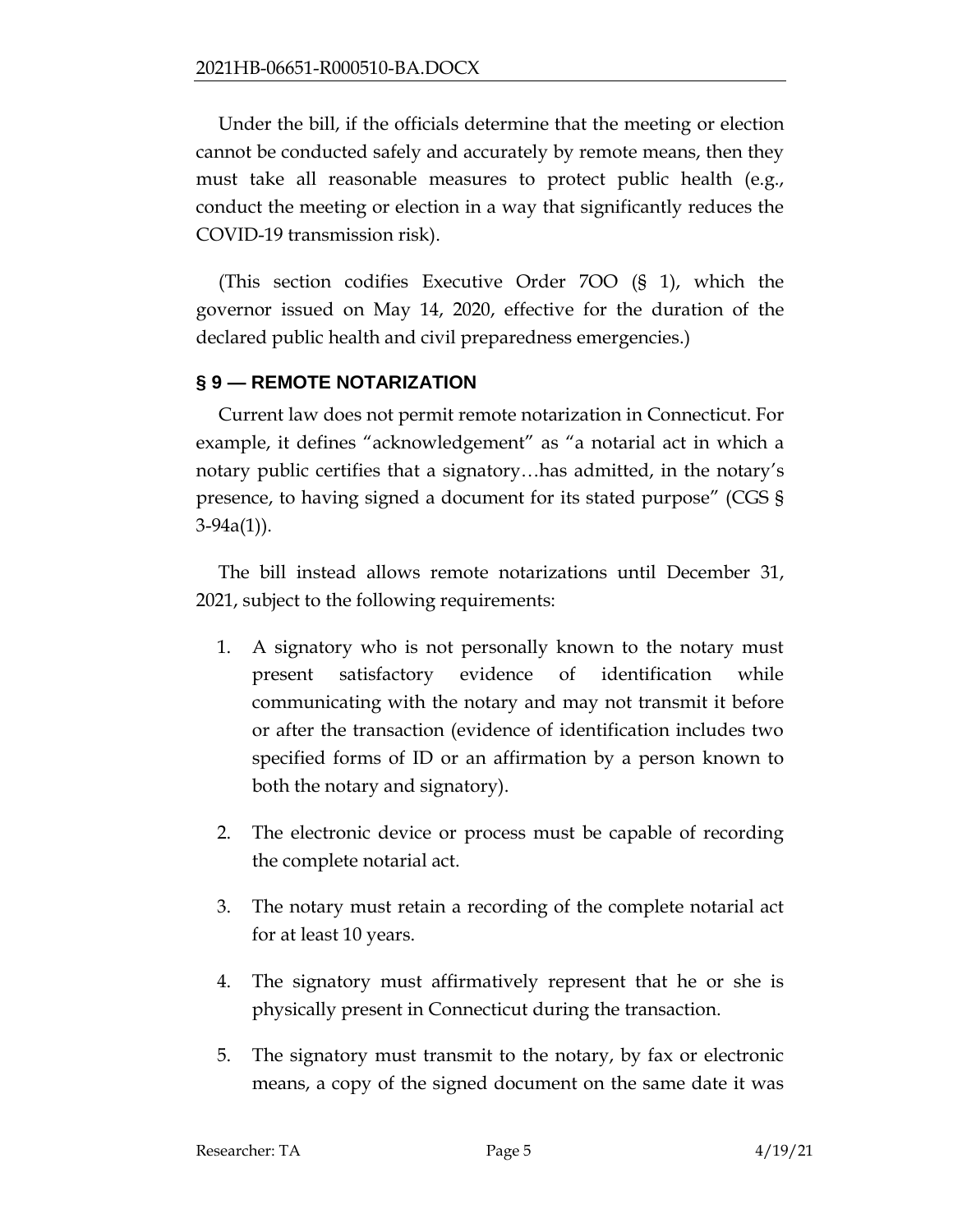Under the bill, if the officials determine that the meeting or election cannot be conducted safely and accurately by remote means, then they must take all reasonable measures to protect public health (e.g., conduct the meeting or election in a way that significantly reduces the COVID-19 transmission risk).

(This section codifies Executive Order 7OO (§ 1), which the governor issued on May 14, 2020, effective for the duration of the declared public health and civil preparedness emergencies.)

### § 9 — REMOTE NOTARIZATION

Current law does not permit remote notarization in Connecticut. For example, it defines "acknowledgement" as "a notarial act in which a notary public certifies that a signatory…has admitted, in the notary's presence, to having signed a document for its stated purpose" (CGS § 3-94a(1)).

The bill instead allows remote notarizations until December 31, 2021, subject to the following requirements:

1. A signatory who is not personally known to the notary must present satisfactory evidence of identification while communicating with the notary and may not transmit it before or after the transaction (evidence of identification includes two specified forms of ID or an affirmation by a person known to both the notary and signatory).

2. The electronic device or process must be capable of recording the complete notarial act.

3. The notary must retain a recording of the complete notarial act for at least 10 years.

4. The signatory must affirmatively represent that he or she is physically present in Connecticut during the transaction.

5. The signatory must transmit to the notary, by fax or electronic means, a copy of the signed document on the same date it was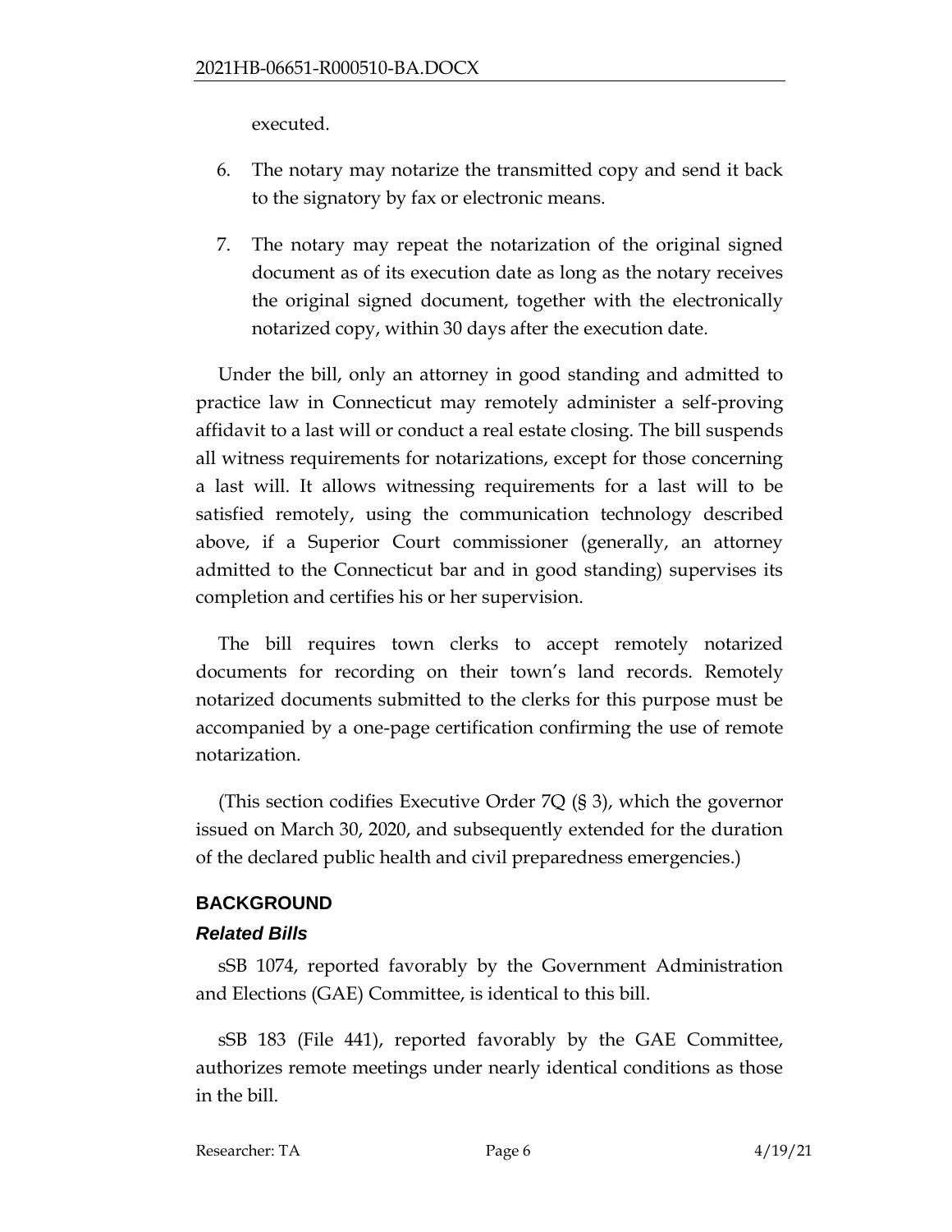executed.

6. The notary may notarize the transmitted copy and send it back to the signatory by fax or electronic means.
7. The notary may repeat the notarization of the original signed document as of its execution date as long as the notary receives the original signed document, together with the electronically notarized copy, within 30 days after the execution date.

Under the bill, only an attorney in good standing and admitted to practice law in Connecticut may remotely administer a self-proving affidavit to a last will or conduct a real estate closing. The bill suspends all witness requirements for notarizations, except for those concerning a last will. It allows witnessing requirements for a last will to be satisfied remotely, using the communication technology described above, if a Superior Court commissioner (generally, an attorney admitted to the Connecticut bar and in good standing) supervises its completion and certifies his or her supervision.

The bill requires town clerks to accept remotely notarized documents for recording on their town's land records. Remotely notarized documents submitted to the clerks for this purpose must be accompanied by a one-page certification confirming the use of remote notarization.

(This section codifies Executive Order 7Q (§ 3), which the governor issued on March 30, 2020, and subsequently extended for the duration of the declared public health and civil preparedness emergencies.)

## BACKGROUND

### *Related Bills*

sSB 1074, reported favorably by the Government Administration and Elections (GAE) Committee, is identical to this bill.

sSB 183 (File 441), reported favorably by the GAE Committee, authorizes remote meetings under nearly identical conditions as those in the bill.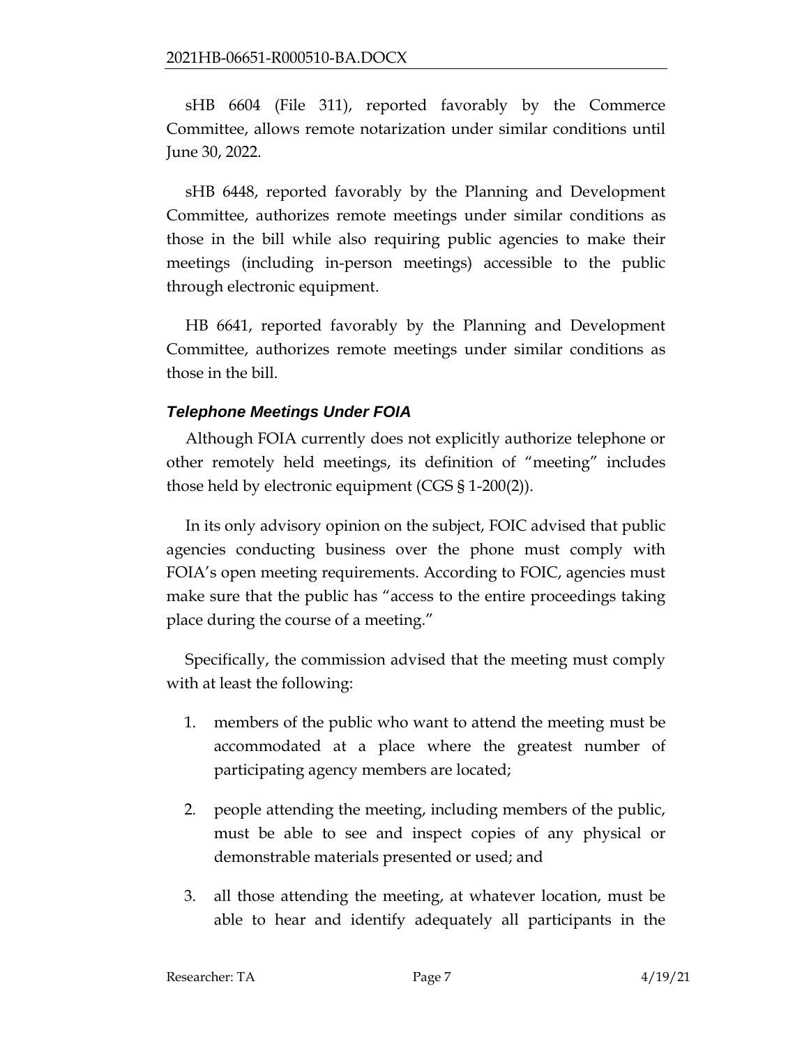sHB 6604 (File 311), reported favorably by the Commerce Committee, allows remote notarization under similar conditions until June 30, 2022.

sHB 6448, reported favorably by the Planning and Development Committee, authorizes remote meetings under similar conditions as those in the bill while also requiring public agencies to make their meetings (including in-person meetings) accessible to the public through electronic equipment.

HB 6641, reported favorably by the Planning and Development Committee, authorizes remote meetings under similar conditions as those in the bill.

### *Telephone Meetings Under FOIA*

Although FOIA currently does not explicitly authorize telephone or other remotely held meetings, its definition of "meeting" includes those held by electronic equipment (CGS § 1-200(2)).

In its only advisory opinion on the subject, FOIC advised that public agencies conducting business over the phone must comply with FOIA's open meeting requirements. According to FOIC, agencies must make sure that the public has "access to the entire proceedings taking place during the course of a meeting."

Specifically, the commission advised that the meeting must comply with at least the following:

1. members of the public who want to attend the meeting must be accommodated at a place where the greatest number of participating agency members are located;
2. people attending the meeting, including members of the public, must be able to see and inspect copies of any physical or demonstrable materials presented or used; and
3. all those attending the meeting, at whatever location, must be able to hear and identify adequately all participants in the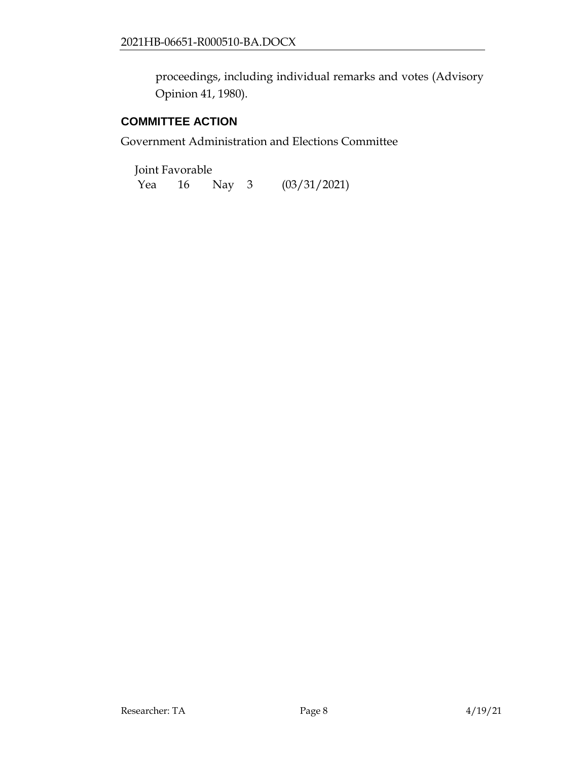proceedings, including individual remarks and votes (Advisory Opinion 41, 1980).

## COMMITTEE ACTION

Government Administration and Elections Committee

Joint Favorable
Yea 16 Nay 3 (03/31/2021)